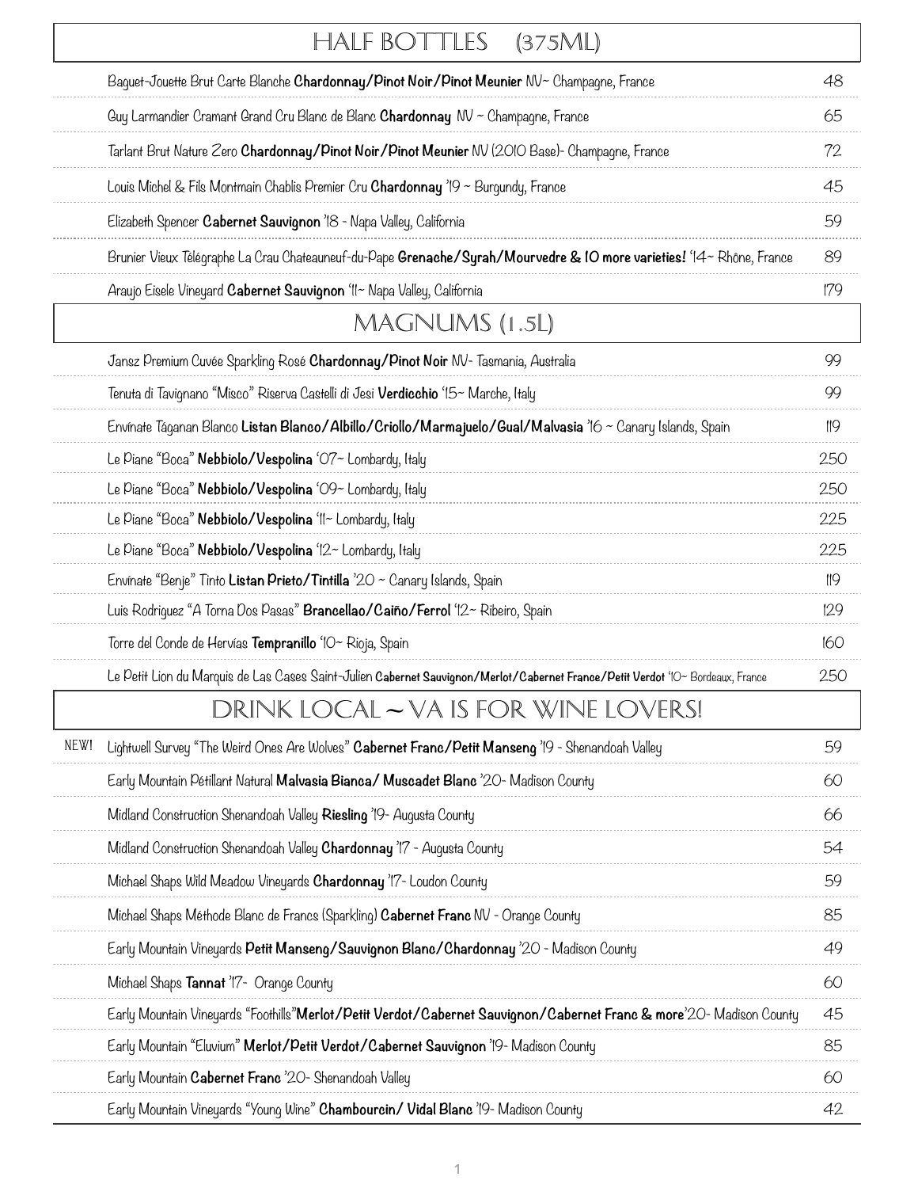## HALF BOTTLES (375ML)

| Wine | Price |
|---|---|
| Baguet-Jouette Brut Carte Blanche **Chardonnay/Pinot Noir/Pinot Meunier** NV~ Champagne, France | 48 |
| Guy Larmandier Cramant Grand Cru Blanc de Blanc **Chardonnay** NV ~ Champagne, France | 65 |
| Tarlant Brut Nature Zero **Chardonnay/Pinot Noir/Pinot Meunier** NV (2010 Base)- Champagne, France | 72 |
| Louis Michel & Fils Montmain Chablis Premier Cru **Chardonnay** '19 ~ Burgundy, France | 45 |
| Elizabeth Spencer **Cabernet Sauvignon** '18 - Napa Valley, California | 59 |
| Brunier Vieux Télégraphe La Crau Chateauneuf-du-Pape **Grenache/Syrah/Mourvedre & 10 more varieties!** '14~ Rhône, France | 89 |
| Araujo Eisele Vineyard **Cabernet Sauvignon** '11~ Napa Valley, California | 179 |

## MAGNUMS (1.5L)

| Wine | Price |
|---|---|
| Jansz Premium Cuvée Sparkling Rosé **Chardonnay/Pinot Noir** NV- Tasmania, Australia | 99 |
| Tenuta di Tavignano "Misco" Riserva Castelli di Jesi **Verdicchio** '15~ Marche, Italy | 99 |
| Envinate Táganan Blanco **Listan Blanco/Albillo/Criollo/Marmajuelo/Gual/Malvasia** '16 ~ Canary Islands, Spain | 119 |
| Le Piane "Boca" **Nebbiolo/Vespolina** '07~ Lombardy, Italy | 250 |
| Le Piane "Boca" **Nebbiolo/Vespolina** '09~ Lombardy, Italy | 250 |
| Le Piane "Boca" **Nebbiolo/Vespolina** '11~ Lombardy, Italy | 225 |
| Le Piane "Boca" **Nebbiolo/Vespolina** '12~ Lombardy, Italy | 225 |
| Envinate "Benje" Tinto **Listan Prieto/Tintilla** '20 ~ Canary Islands, Spain | 119 |
| Luis Rodriguez "A Torna Dos Pasas" **Brancellao/Caiño/Ferrol** '12~ Ribeiro, Spain | 129 |
| Torre del Conde de Hervías **Tempranillo** '10~ Rioja, Spain | 160 |
| Le Petit Lion du Marquis de Las Cases Saint-Julien **Cabernet Sauvignon/Merlot/Cabernet France/Petit Verdot** '10~ Bordeaux, France | 250 |

## DRINK LOCAL ~ VA IS FOR WINE LOVERS!

| | Wine | Price |
|---|---|---|
| NEW! | Lightwell Survey "The Weird Ones Are Wolves" **Cabernet Franc/Petit Manseng** '19 - Shenandoah Valley | 59 |
| | Early Mountain Pétillant Natural **Malvasia Bianca/ Muscadet Blanc** '20- Madison County | 60 |
| | Midland Construction Shenandoah Valley **Riesling** '19- Augusta County | 66 |
| | Midland Construction Shenandoah Valley **Chardonnay** '17 - Augusta County | 54 |
| | Michael Shaps Wild Meadow Vineyards **Chardonnay** '17- Loudon County | 59 |
| | Michael Shaps Méthode Blanc de Francs (Sparkling) **Cabernet Franc** NV - Orange County | 85 |
| | Early Mountain Vineyards **Petit Manseng/Sauvignon Blanc/Chardonnay** '20 - Madison County | 49 |
| | Michael Shaps **Tannat** '17- Orange County | 60 |
| | Early Mountain Vineyards "Foothills" **Merlot/Petit Verdot/Cabernet Sauvignon/Cabernet Franc & more** '20- Madison County | 45 |
| | Early Mountain "Eluvium" **Merlot/Petit Verdot/Cabernet Sauvignon** '19- Madison County | 85 |
| | Early Mountain **Cabernet Franc** '20- Shenandoah Valley | 60 |
| | Early Mountain Vineyards "Young Wine" **Chambourcin/ Vidal Blanc** '19- Madison County | 42 |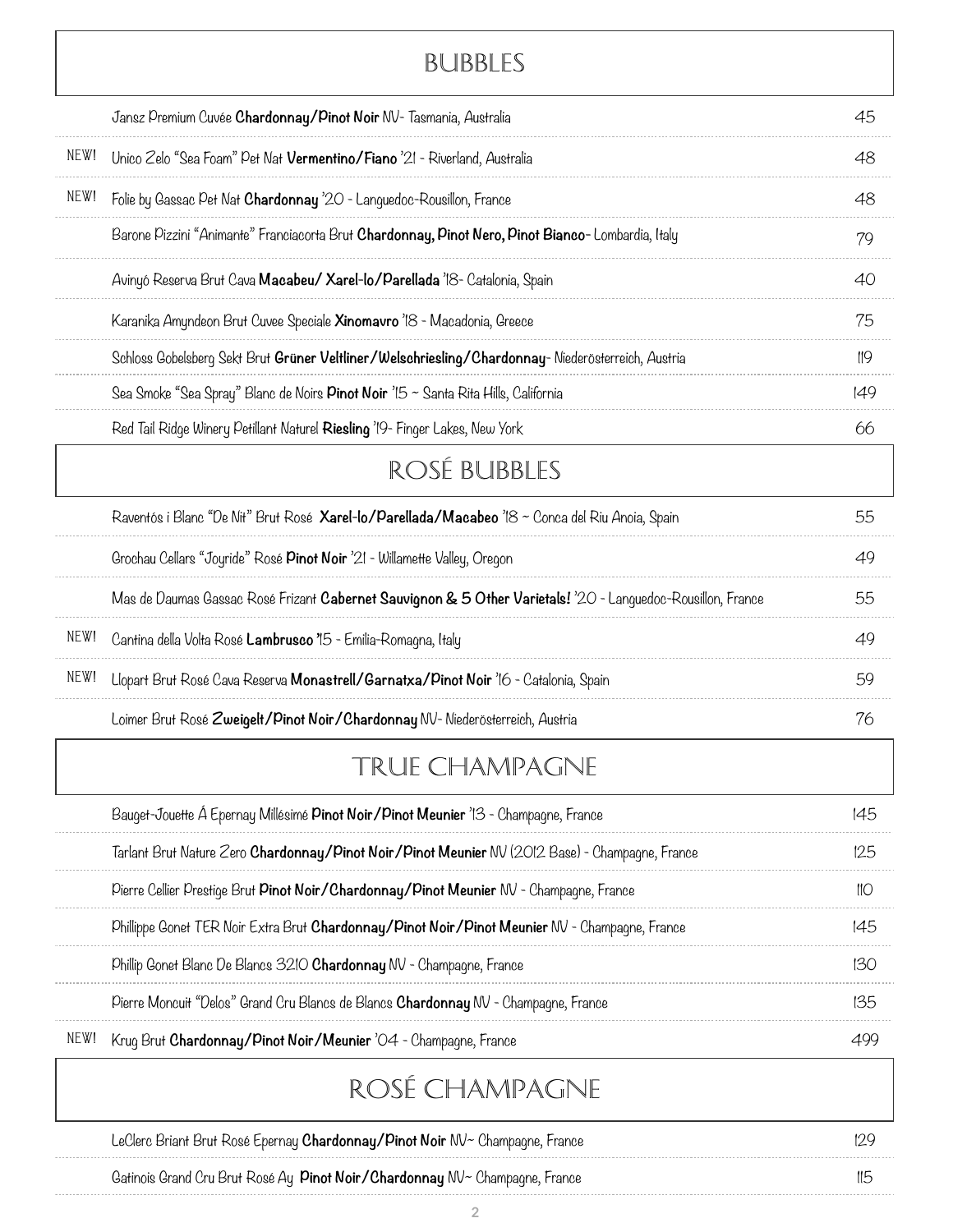## BUBBLES

| | | |
|---|---|---|
| | Jansz Premium Cuvée **Chardonnay/Pinot Noir** NV- Tasmania, Australia | 45 |
| NEW! | Unico Zelo "Sea Foam" Pet Nat **Vermentino/Fiano** '21 - Riverland, Australia | 48 |
| NEW! | Folie by Gassac Pet Nat **Chardonnay** '20 - Languedoc-Rousillon, France | 48 |
| | Barone Pizzini "Animante" Franciacorta Brut **Chardonnay, Pinot Nero, Pinot Bianco**- Lombardia, Italy | 79 |
| | Avinyó Reserva Brut Cava **Macabeu/ Xarel-lo/Parellada** '18- Catalonia, Spain | 40 |
| | Karanika Amyndeon Brut Cuvee Speciale **Xinomavro** '18 - Macadonia, Greece | 75 |
| | Schloss Gobelsberg Sekt Brut **Grüner Veltliner/Welschriesling/Chardonnay**- Niederösterreich, Austria | 119 |
| | Sea Smoke "Sea Spray" Blanc de Noirs **Pinot Noir** '15 ~ Santa Rita Hills, California | 149 |
| | Red Tail Ridge Winery Petillant Naturel **Riesling** '19- Finger Lakes, New York | 66 |

## ROSÉ BUBBLES

| | | |
|---|---|---|
| | Raventós i Blanc "De Nit" Brut Rosé **Xarel-lo/Parellada/Macabeo** '18 ~ Conca del Riu Anoia, Spain | 55 |
| | Grochau Cellars "Joyride" Rosé **Pinot Noir** '21 - Willamette Valley, Oregon | 49 |
| | Mas de Daumas Gassac Rosé Frizant **Cabernet Sauvignon & 5 Other Varietals!** '20 - Languedoc-Rousillon, France | 55 |
| NEW! | Cantina della Volta Rosé **Lambrusco** '15 - Emilia-Romagna, Italy | 49 |
| NEW! | Llopart Brut Rosé Cava Reserva **Monastrell/Garnatxa/Pinot Noir** '16 - Catalonia, Spain | 59 |
| | Loimer Brut Rosé **Zweigelt/Pinot Noir/Chardonnay** NV- Niederösterreich, Austria | 76 |

## TRUE CHAMPAGNE

| | | |
|---|---|---|
| | Bauget-Jouette Á Epernay Millésimé **Pinot Noir/Pinot Meunier** '13 - Champagne, France | 145 |
| | Tarlant Brut Nature Zero **Chardonnay/Pinot Noir/Pinot Meunier** NV (2012 Base) - Champagne, France | 125 |
| | Pierre Cellier Prestige Brut **Pinot Noir/Chardonnay/Pinot Meunier** NV - Champagne, France | 110 |
| | Phillippe Gonet TER Noir Extra Brut **Chardonnay/Pinot Noir/Pinot Meunier** NV - Champagne, France | 145 |
| | Phillip Gonet Blanc De Blancs 3210 **Chardonnay** NV - Champagne, France | 130 |
| | Pierre Moncuit "Delos" Grand Cru Blancs de Blancs **Chardonnay** NV - Champagne, France | 135 |
| NEW! | Krug Brut **Chardonnay/Pinot Noir/Meunier** '04 - Champagne, France | 499 |

## ROSÉ CHAMPAGNE

| | | |
|---|---|---|
| | LeClerc Briant Brut Rosé Epernay **Chardonnay/Pinot Noir** NV~ Champagne, France | 129 |
| | Gatinois Grand Cru Brut Rosé Ay **Pinot Noir/Chardonnay** NV~ Champagne, France | 115 |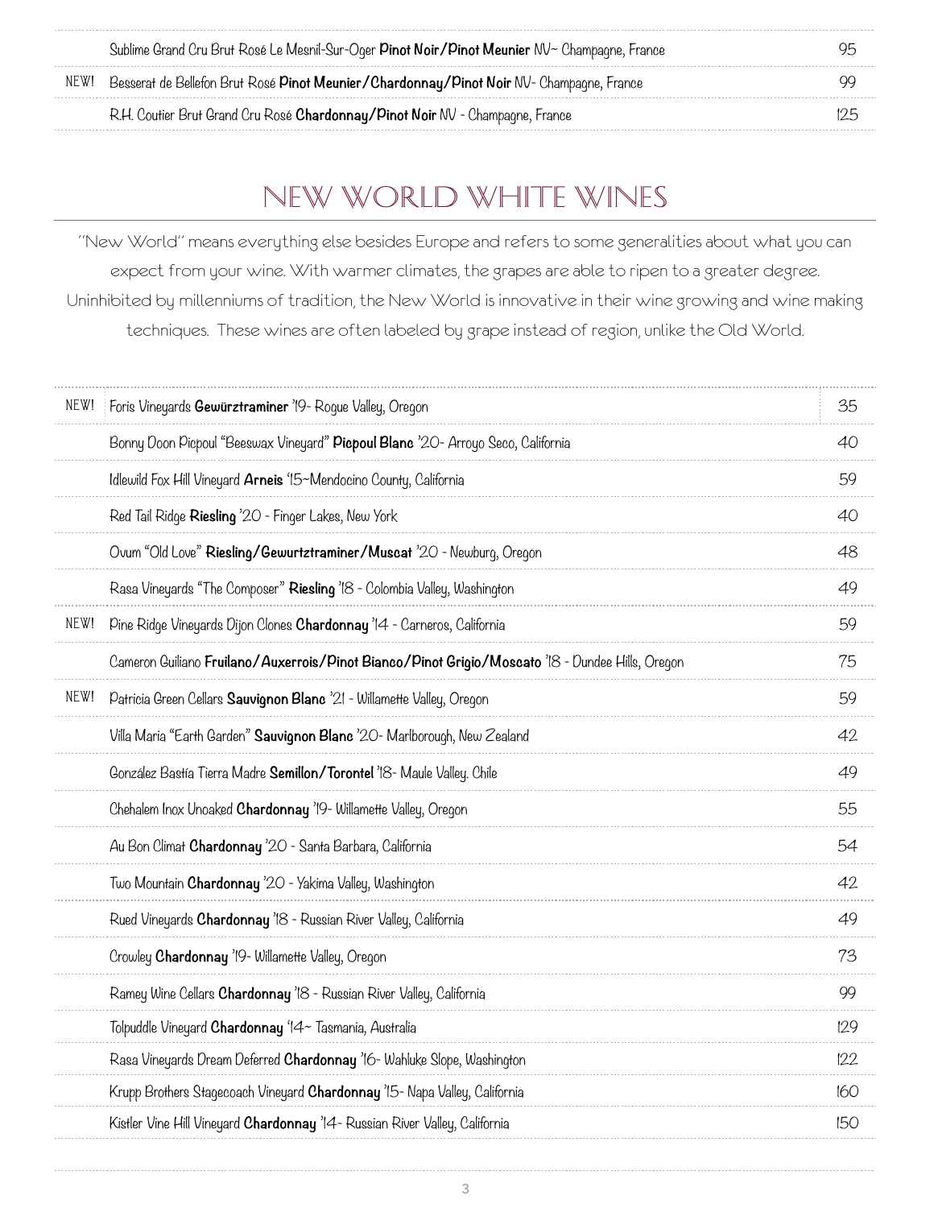| | | |
|---|---|---|
| | Sublime Grand Cru Brut Rosé Le Mesnil-Sur-Oger **Pinot Noir/Pinot Meunier** NV~ Champagne, France | 95 |
| NEW! | Besserat de Bellefon Brut Rosé **Pinot Meunier/Chardonnay/Pinot Noir** NV- Champagne, France | 99 |
| | R.H. Coutier Brut Grand Cru Rosé **Chardonnay/Pinot Noir** NV - Champagne, France | 125 |

# NEW WORLD WHITE WINES

"New World" means everything else besides Europe and refers to some generalities about what you can expect from your wine. With warmer climates, the grapes are able to ripen to a greater degree. Uninhibited by millenniums of tradition, the New World is innovative in their wine growing and wine making techniques. These wines are often labeled by grape instead of region, unlike the Old World.

| | | |
|---|---|---|
| NEW! | Foris Vineyards **Gewürztraminer** '19- Rogue Valley, Oregon | 35 |
| | Bonny Doon Picpoul "Beeswax Vineyard" **Picpoul Blanc** '20- Arroyo Seco, California | 40 |
| | Idlewild Fox Hill Vineyard **Arneis** '15~Mendocino County, California | 59 |
| | Red Tail Ridge **Riesling** '20 - Finger Lakes, New York | 40 |
| | Ovum "Old Love" **Riesling/Gewurtztraminer/Muscat** '20 - Newburg, Oregon | 48 |
| | Rasa Vineyards "The Composer" **Riesling** '18 - Colombia Valley, Washington | 49 |
| NEW! | Pine Ridge Vineyards Dijon Clones **Chardonnay** '14 - Carneros, California | 59 |
| | Cameron Guiliano **Fruilano/Auxerrois/Pinot Bianco/Pinot Grigio/Moscato** '18 - Dundee Hills, Oregon | 75 |
| NEW! | Patricia Green Cellars **Sauvignon Blanc** '21 - Willamette Valley, Oregon | 59 |
| | Villa Maria "Earth Garden" **Sauvignon Blanc** '20- Marlborough, New Zealand | 42 |
| | González Bastía Tierra Madre **Semillon/Torontel** '18- Maule Valley. Chile | 49 |
| | Chehalem Inox Unoaked **Chardonnay** '19- Willamette Valley, Oregon | 55 |
| | Au Bon Climat **Chardonnay** '20 - Santa Barbara, California | 54 |
| | Two Mountain **Chardonnay** '20 - Yakima Valley, Washington | 42 |
| | Rued Vineyards **Chardonnay** '18 - Russian River Valley, California | 49 |
| | Crowley **Chardonnay** '19- Willamette Valley, Oregon | 73 |
| | Ramey Wine Cellars **Chardonnay** '18 - Russian River Valley, California | 99 |
| | Tolpuddle Vineyard **Chardonnay** '14~ Tasmania, Australia | 129 |
| | Rasa Vineyards Dream Deferred **Chardonnay** '16- Wahluke Slope, Washington | 122 |
| | Krupp Brothers Stagecoach Vineyard **Chardonnay** '15- Napa Valley, California | 160 |
| | Kistler Vine Hill Vineyard **Chardonnay** '14- Russian River Valley, California | 150 |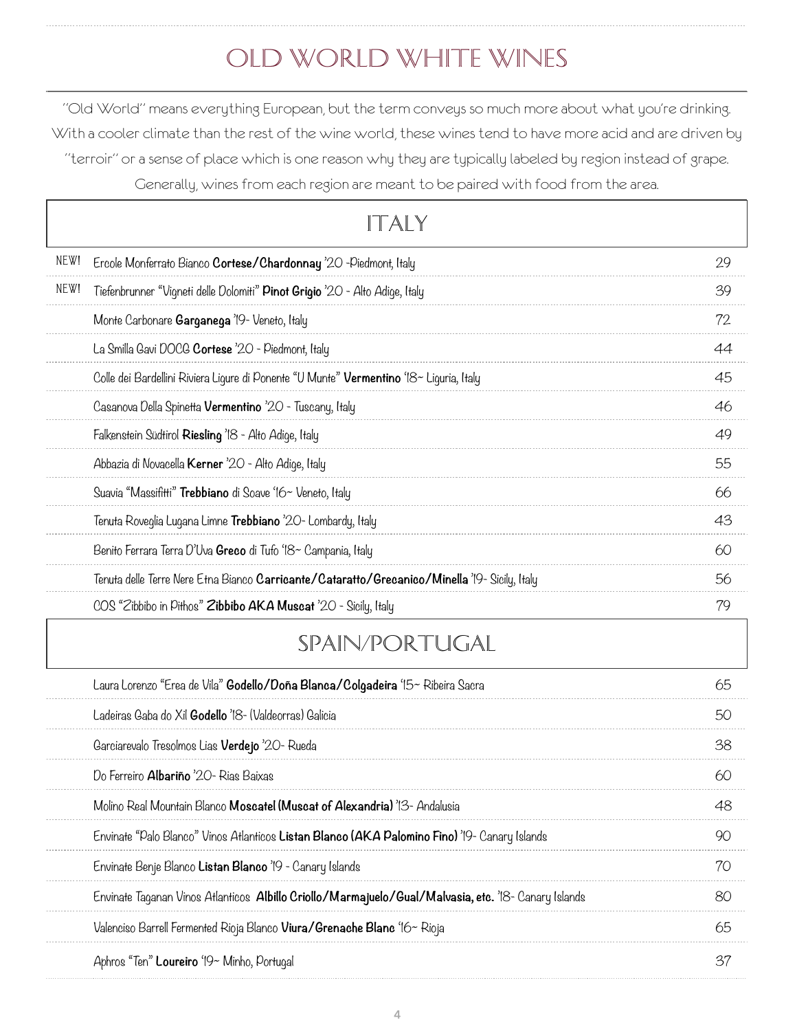# OLD WORLD WHITE WINES

"Old World" means everything European, but the term conveys so much more about what you're drinking. With a cooler climate than the rest of the wine world, these wines tend to have more acid and are driven by "terroir" or a sense of place which is one reason why they are typically labeled by region instead of grape. Generally, wines from each region are meant to be paired with food from the area.

## ITALY

| | Wine | Price |
|---|---|---|
| NEW! | Ercole Monferrato Bianco **Cortese/Chardonnay** '20 -Piedmont, Italy | 29 |
| NEW! | Tiefenbrunner "Vigneti delle Dolomiti" **Pinot Grigio** '20 - Alto Adige, Italy | 39 |
| | Monte Carbonare **Garganega** '19- Veneto, Italy | 72 |
| | La Smilla Gavi DOCG **Cortese** '20 - Piedmont, Italy | 44 |
| | Colle dei Bardellini Riviera Ligure di Ponente "U Munte" **Vermentino** '18~ Liguria, Italy | 45 |
| | Casanova Della Spinetta **Vermentino** '20 - Tuscany, Italy | 46 |
| | Falkenstein Südtirol **Riesling** '18 - Alto Adige, Italy | 49 |
| | Abbazia di Novacella **Kerner** '20 - Alto Adige, Italy | 55 |
| | Suavia "Massifitti" **Trebbiano** di Soave '16~ Veneto, Italy | 66 |
| | Tenuta Roveglia Lugana Limne **Trebbiano** '20- Lombardy, Italy | 43 |
| | Benito Ferrara Terra D'Uva **Greco** di Tufo '18~ Campania, Italy | 60 |
| | Tenuta delle Terre Nere Etna Bianco **Carricante/Cataratto/Grecanico/Minella** '19- Sicily, Italy | 56 |
| | COS "Zibbibo in Pithos" **Zibbibo AKA Muscat** '20 - Sicily, Italy | 79 |

## SPAIN/PORTUGAL

| Wine | Price |
|---|---|
| Laura Lorenzo "Erea de Vila" **Godello/Doña Blanca/Colgadeira** '15~ Ribeira Sacra | 65 |
| Ladeiras Gaba do Xil **Godello** '18- (Valdeorras) Galicia | 50 |
| Garciarevalo Tresolmos Lias **Verdejo** '20- Rueda | 38 |
| Do Ferreiro **Albariño** '20- Rias Baixas | 60 |
| Molino Real Mountain Blanco **Moscatel (Muscat of Alexandria)** '13- Andalusia | 48 |
| Envinate "Palo Blanco" Vinos Atlanticos **Listan Blanco (AKA Palomino Fino)** '19- Canary Islands | 90 |
| Envinate Benje Blanco **Listan Blanco** '19 - Canary Islands | 70 |
| Envinate Taganan Vinos Atlanticos **Albillo Criollo/Marmajuelo/Gual/Malvasia, etc.** '18- Canary Islands | 80 |
| Valenciso Barrell Fermented Rioja Blanco **Viura/Grenache Blanc** '16~ Rioja | 65 |
| Aphros "Ten" **Loureiro** '19~ Minho, Portugal | 37 |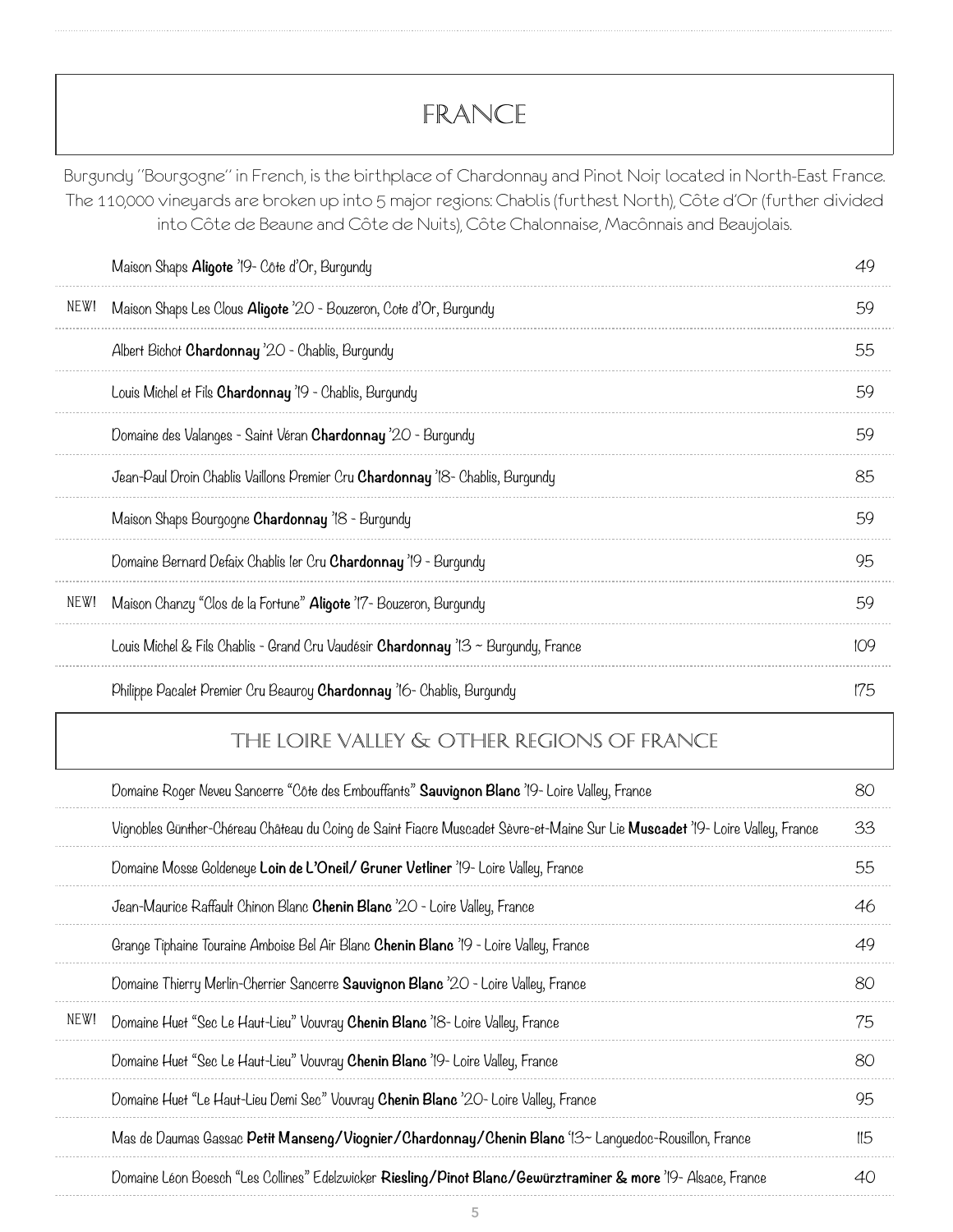# FRANCE

Burgundy "Bourgogne" in French, is the birthplace of Chardonnay and Pinot Noir located in North-East France. The 110,000 vineyards are broken up into 5 major regions: Chablis (furthest North), Côte d'Or (further divided into Côte de Beaune and Côte de Nuits), Côte Chalonnaise, Macônnais and Beaujolais.

| | Wine | Price |
|---|---|---|
| | Maison Shaps **Aligote** '19- Côte d'Or, Burgundy | 49 |
| NEW! | Maison Shaps Les Clous **Aligote** '20 - Bouzeron, Cote d'Or, Burgundy | 59 |
| | Albert Bichot **Chardonnay** '20 - Chablis, Burgundy | 55 |
| | Louis Michel et Fils **Chardonnay** '19 - Chablis, Burgundy | 59 |
| | Domaine des Valanges - Saint Véran **Chardonnay** '20 - Burgundy | 59 |
| | Jean-Paul Droin Chablis Vaillons Premier Cru **Chardonnay** '18- Chablis, Burgundy | 85 |
| | Maison Shaps Bourgogne **Chardonnay** '18 - Burgundy | 59 |
| | Domaine Bernard Defaix Chablis 1er Cru **Chardonnay** '19 - Burgundy | 95 |
| NEW! | Maison Chanzy "Clos de la Fortune" **Aligote** '17- Bouzeron, Burgundy | 59 |
| | Louis Michel & Fils Chablis - Grand Cru Vaudésir **Chardonnay** '13 ~ Burgundy, France | 109 |
| | Philippe Pacalet Premier Cru Beauroy **Chardonnay** '16- Chablis, Burgundy | 175 |

## THE LOIRE VALLEY & OTHER REGIONS OF FRANCE

| | Wine | Price |
|---|---|---|
| | Domaine Roger Neveu Sancerre "Côte des Embouffants" **Sauvignon Blanc** '19- Loire Valley, France | 80 |
| | Vignobles Günther-Chéreau Château du Coing de Saint Fiacre Muscadet Sèvre-et-Maine Sur Lie **Muscadet** '19- Loire Valley, France | 33 |
| | Domaine Mosse Goldeneye **Loin de L'Oneil/ Gruner Vetliner** '19- Loire Valley, France | 55 |
| | Jean-Maurice Raffault Chinon Blanc **Chenin Blanc** '20 - Loire Valley, France | 46 |
| | Grange Tiphaine Touraine Amboise Bel Air Blanc **Chenin Blanc** '19 - Loire Valley, France | 49 |
| | Domaine Thierry Merlin-Cherrier Sancerre **Sauvignon Blanc** '20 - Loire Valley, France | 80 |
| NEW! | Domaine Huet "Sec Le Haut-Lieu" Vouvray **Chenin Blanc** '18- Loire Valley, France | 75 |
| | Domaine Huet "Sec Le Haut-Lieu" Vouvray **Chenin Blanc** '19- Loire Valley, France | 80 |
| | Domaine Huet "Le Haut-Lieu Demi Sec" Vouvray **Chenin Blanc** '20- Loire Valley, France | 95 |
| | Mas de Daumas Gassac **Petit Manseng/Viognier/Chardonnay/Chenin Blanc** '13~ Languedoc-Rousillon, France | 115 |
| | Domaine Léon Boesch "Les Collines" Edelzwicker **Riesling/Pinot Blanc/Gewürztraminer & more** '19- Alsace, France | 40 |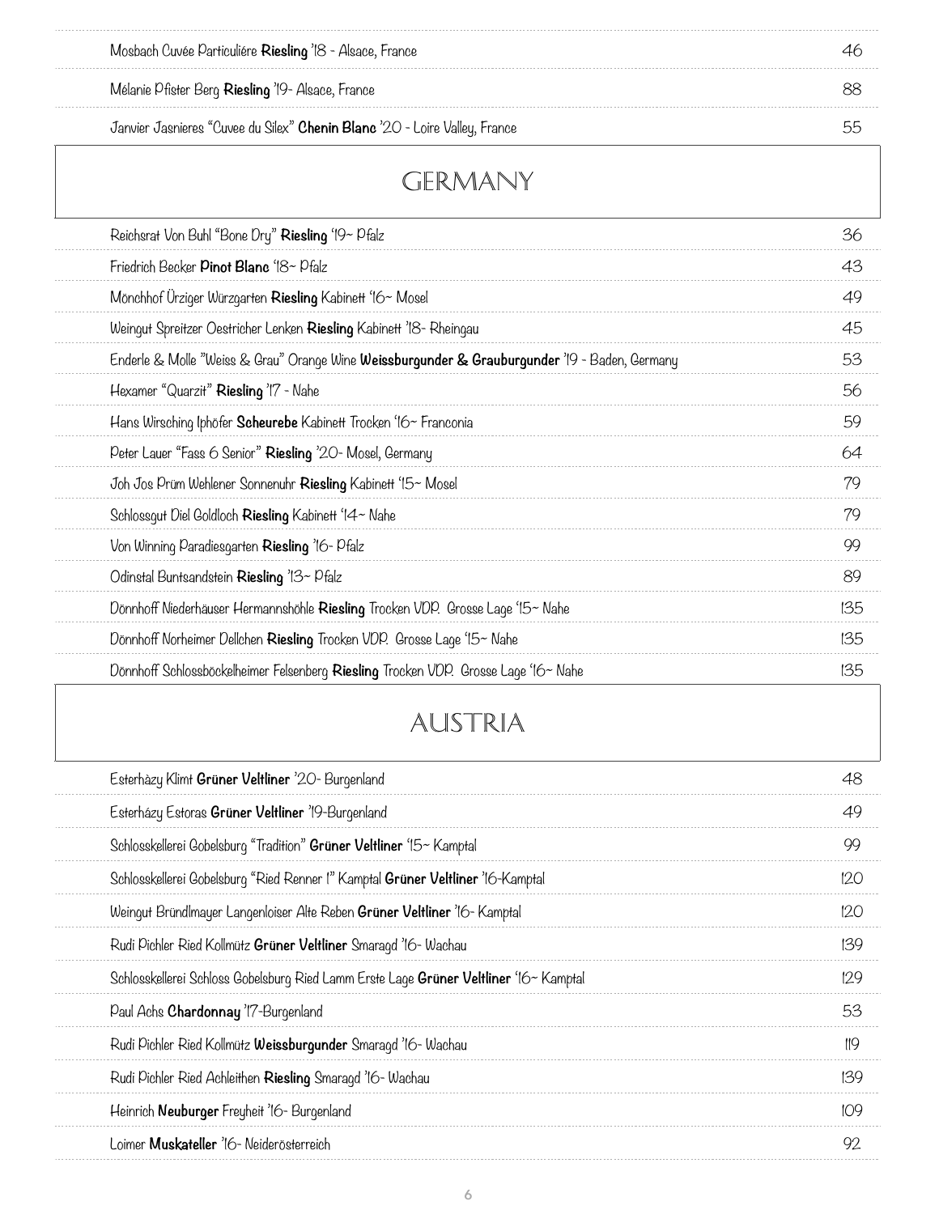| | |
|---|---|
| Mosbach Cuvée Particulière **Riesling** '18 - Alsace, France | 46 |
| Mélanie Pfister Berg **Riesling** '19- Alsace, France | 88 |
| Janvier Jasnieres "Cuvee du Silex" **Chenin Blanc** '20 - Loire Valley, France | 55 |

## GERMANY

| | |
|---|---|
| Reichsrat Von Buhl "Bone Dry" **Riesling** '19~ Pfalz | 36 |
| Friedrich Becker **Pinot Blanc** '18~ Pfalz | 43 |
| Mönchhof Ürziger Würzgarten **Riesling** Kabinett '16~ Mosel | 49 |
| Weingut Spreitzer Oestricher Lenken **Riesling** Kabinett '18- Rheingau | 45 |
| Enderle & Molle "Weiss & Grau" Orange Wine **Weissburgunder & Grauburgunder** '19 - Baden, Germany | 53 |
| Hexamer "Quarzit" **Riesling** '17 - Nahe | 56 |
| Hans Wirsching Iphöfer **Scheurebe** Kabinett Trocken '16~ Franconia | 59 |
| Peter Lauer "Fass 6 Senior" **Riesling** '20- Mosel, Germany | 64 |
| Joh Jos Prüm Wehlener Sonnenuhr **Riesling** Kabinett '15~ Mosel | 79 |
| Schlossgut Diel Goldloch **Riesling** Kabinett '14~ Nahe | 79 |
| Von Winning Paradiesgarten **Riesling** '16- Pfalz | 99 |
| Odinstal Buntsandstein **Riesling** '13~ Pfalz | 89 |
| Dönnhoff Niederhäuser Hermannshöhle **Riesling** Trocken VDP. Grosse Lage '15~ Nahe | 135 |
| Dönnhoff Norheimer Dellchen **Riesling** Trocken VDP. Grosse Lage '15~ Nahe | 135 |
| Dönnhoff Schlossböckelheimer Felsenberg **Riesling** Trocken VDP. Grosse Lage '16~ Nahe | 135 |

## AUSTRIA

| | |
|---|---|
| Esterhàzy Klimt **Grüner Veltliner** '20- Burgenland | 48 |
| Esterházy Estoras **Grüner Veltliner** '19-Burgenland | 49 |
| Schlosskellerei Gobelsburg "Tradition" **Grüner Veltliner** '15~ Kamptal | 99 |
| Schlosskellerei Gobelsburg "Ried Renner 1" Kamptal **Grüner Veltliner** '16-Kamptal | 120 |
| Weingut Bründlmayer Langenloiser Alte Reben **Grüner Veltliner** '16- Kamptal | 120 |
| Rudi Pichler Ried Kollmütz **Grüner Veltliner** Smaragd '16- Wachau | 139 |
| Schlosskellerei Schloss Gobelsburg Ried Lamm Erste Lage **Grüner Veltliner** '16~ Kamptal | 129 |
| Paul Achs **Chardonnay** '17-Burgenland | 53 |
| Rudi Pichler Ried Kollmütz **Weissburgunder** Smaragd '16- Wachau | 119 |
| Rudi Pichler Ried Achleithen **Riesling** Smaragd '16- Wachau | 139 |
| Heinrich **Neuburger** Freyheit '16- Burgenland | 109 |
| Loimer **Muskateller** '16- Neiderösterreich | 92 |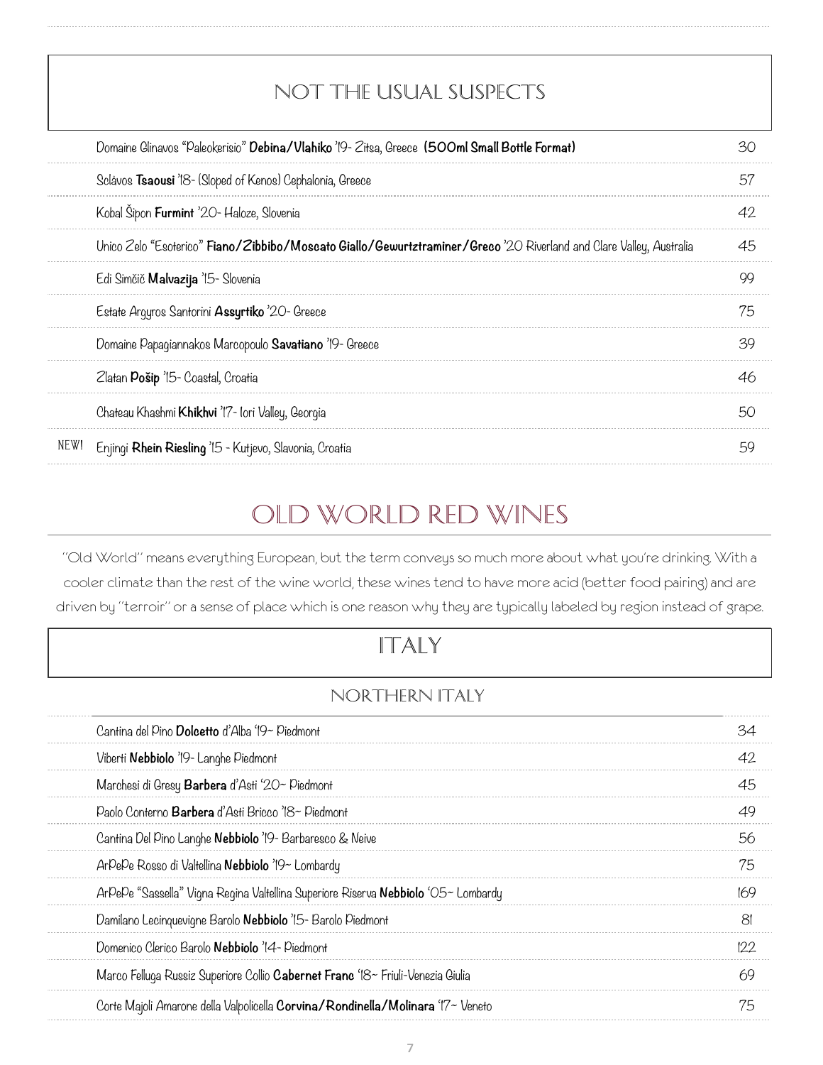## NOT THE USUAL SUSPECTS

| | Wine | Price |
|---|---|---|
| | Domaine Glinavos "Paleokerisio" **Debina/Vlahiko** '19- Zitsa, Greece **(500ml Small Bottle Format)** | 30 |
| | Sclávos **Tsaousi** '18- (Sloped of Kenos) Cephalonia, Greece | 57 |
| | Kobal Šipon **Furmint** '20- Haloze, Slovenia | 42 |
| | Unico Zelo "Esoterico" **Fiano/Zibbibo/Moscato Giallo/Gewurtztraminer/Greco** '20 Riverland and Clare Valley, Australia | 45 |
| | Edi Simčič **Malvazija** '15- Slovenia | 99 |
| | Estate Argyros Santorini **Assyrtiko** '20- Greece | 75 |
| | Domaine Papagiannakos Marcopoulo **Savatiano** '19- Greece | 39 |
| | Zlatan **Pošip** '15- Coastal, Croatia | 46 |
| | Chateau Khashmi **Khikhvi** '17- Iori Valley, Georgia | 50 |
| NEW! | Enjingi **Rhein Riesling** '15 - Kutjevo, Slavonia, Croatia | 59 |

# OLD WORLD RED WINES

"Old World" means everything European, but the term conveys so much more about what you're drinking. With a cooler climate than the rest of the wine world, these wines tend to have more acid (better food pairing) and are driven by "terroir" or a sense of place which is one reason why they are typically labeled by region instead of grape.

## ITALY

### NORTHERN ITALY

| Wine | Price |
|---|---|
| Cantina del Pino **Dolcetto** d'Alba '19~ Piedmont | 34 |
| Viberti **Nebbiolo** '19- Langhe Piedmont | 42 |
| Marchesi di Gresy **Barbera** d'Asti '20~ Piedmont | 45 |
| Paolo Conterno **Barbera** d'Asti Bricco '18~ Piedmont | 49 |
| Cantina Del Pino Langhe **Nebbiolo** '19- Barbaresco & Neive | 56 |
| ArPePe Rosso di Valtellina **Nebbiolo** '19~ Lombardy | 75 |
| ArPePe "Sassella" Vigna Regina Valtellina Superiore Riserva **Nebbiolo** '05~ Lombardy | 169 |
| Damilano Lecinquevigne Barolo **Nebbiolo** '15- Barolo Piedmont | 81 |
| Domenico Clerico Barolo **Nebbiolo** '14- Piedmont | 122 |
| Marco Felluga Russiz Superiore Collio **Cabernet Franc** '18~ Friuli-Venezia Giulia | 69 |
| Corte Majoli Amarone della Valpolicella **Corvina/Rondinella/Molinara** '17~ Veneto | 75 |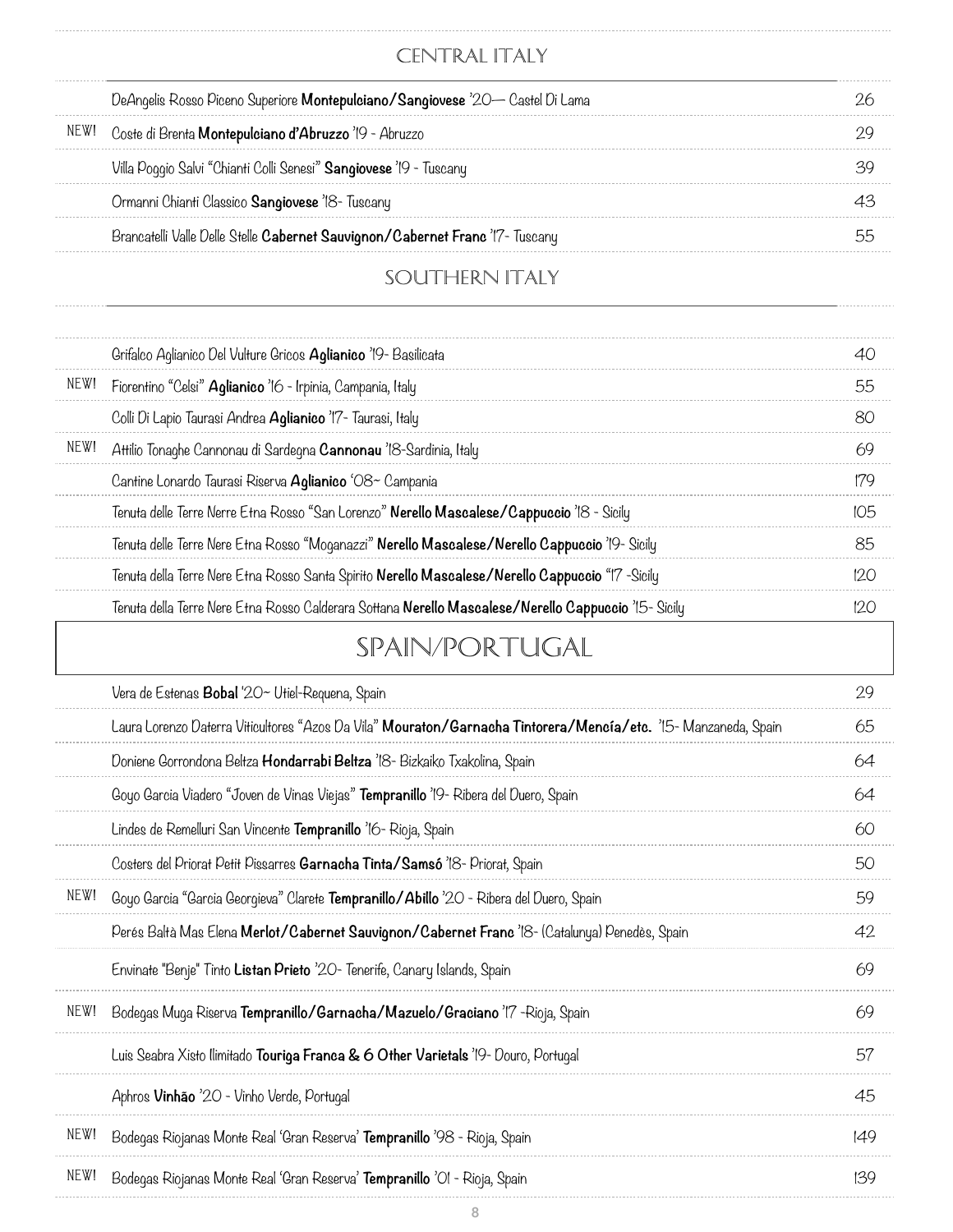## Central Italy

| | | |
|---|---|---|
| | DeAngelis Rosso Piceno Superiore **Montepulciano/Sangiovese** '20— Castel Di Lama | 26 |
| NEW! | Coste di Brenta **Montepulciano d'Abruzzo** '19 - Abruzzo | 29 |
| | Villa Poggio Salvi "Chianti Colli Senesi" **Sangiovese** '19 - Tuscany | 39 |
| | Ormanni Chianti Classico **Sangiovese** '18- Tuscany | 43 |
| | Brancatelli Valle Delle Stelle **Cabernet Sauvignon/Cabernet Franc** '17- Tuscany | 55 |

## Southern Italy

| | | |
|---|---|---|
| | Grifalco Aglianico Del Vulture Gricos **Aglianico** '19- Basilicata | 40 |
| NEW! | Fiorentino "Celsi" **Aglianico** '16 - Irpinia, Campania, Italy | 55 |
| | Colli Di Lapio Taurasi Andrea **Aglianico** '17- Taurasi, Italy | 80 |
| NEW! | Attilio Tonaghe Cannonau di Sardegna **Cannonau** '18-Sardinia, Italy | 69 |
| | Cantine Lonardo Taurasi Riserva **Aglianico** '08~ Campania | 179 |
| | Tenuta delle Terre Nerre Etna Rosso "San Lorenzo" **Nerello Mascalese/Cappuccio** '18 - Sicily | 105 |
| | Tenuta delle Terre Nere Etna Rosso "Moganazzi" **Nerello Mascalese/Nerello Cappuccio** '19- Sicily | 85 |
| | Tenuta della Terre Nere Etna Rosso Santa Spirito **Nerello Mascalese/Nerello Cappuccio** "17 -Sicily | 120 |
| | Tenuta della Terre Nere Etna Rosso Calderara Sottana **Nerello Mascalese/Nerello Cappuccio** '15- Sicily | 120 |

# Spain/Portugal

| | | |
|---|---|---|
| | Vera de Estenas **Bobal** '20~ Utiel-Requena, Spain | 29 |
| | Laura Lorenzo Daterra Viticultores "Azos Da Vila" **Mouraton/Garnacha Tintorera/Mencía/etc.** '15- Manzaneda, Spain | 65 |
| | Doniene Gorrondona Beltza **Hondarrabi Beltza** '18- Bizkaiko Txakolina, Spain | 64 |
| | Goyo Garcia Viadero "Joven de Vinas Viejas" **Tempranillo** '19- Ribera del Duero, Spain | 64 |
| | Lindes de Remelluri San Vincente **Tempranillo** '16- Rioja, Spain | 60 |
| | Costers del Priorat Petit Pissarres **Garnacha Tinta/Samsó** '18- Priorat, Spain | 50 |
| NEW! | Goyo Garcia "Garcia Georgieva" Clarete **Tempranillo/Abillo** '20 - Ribera del Duero, Spain | 59 |
| | Perés Baltà Mas Elena **Merlot/Cabernet Sauvignon/Cabernet Franc** '18- (Catalunya) Penedès, Spain | 42 |
| | Envinate "Benje" Tinto **Listan Prieto** '20- Tenerife, Canary Islands, Spain | 69 |
| NEW! | Bodegas Muga Riserva **Tempranillo/Garnacha/Mazuelo/Graciano** '17 -Rioja, Spain | 69 |
| | Luis Seabra Xisto Ilimitado **Touriga Franca & 6 Other Varietals** '19- Douro, Portugal | 57 |
| | Aphros **Vinhão** '20 - Vinho Verde, Portugal | 45 |
| NEW! | Bodegas Riojanas Monte Real 'Gran Reserva' **Tempranillo** '98 - Rioja, Spain | 149 |
| NEW! | Bodegas Riojanas Monte Real 'Gran Reserva' **Tempranillo** '01 - Rioja, Spain | 139 |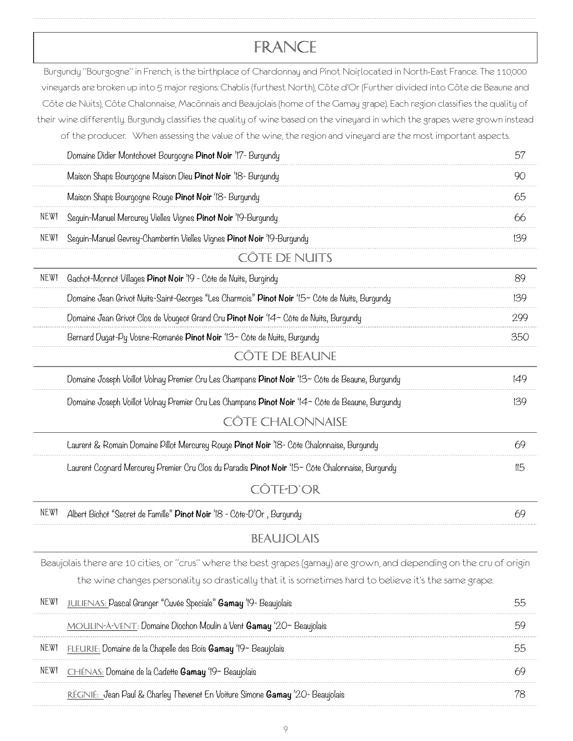# FRANCE

Burgundy "Bourgogne" in French, is the birthplace of Chardonnay and Pinot Noir, located in North-East France. The 110,000 vineyards are broken up into 5 major regions: Chablis (furthest North), Côte d'Or (Further divided into Côte de Beaune and Côte de Nuits), Côte Chalonnaise, Macônnais and Beaujolais (home of the Gamay grape). Each region classifies the quality of their wine differently. Burgundy classifies the quality of wine based on the vineyard in which the grapes were grown instead of the producer. When assessing the value of the wine, the region and vineyard are the most important aspects.

| | | |
|---|---|---|
| | Domaine Didier Montchovet Bourgogne **Pinot Noir** '17- Burgundy | 57 |
| | Maison Shaps Bourgogne Maison Dieu **Pinot Noir** '18- Burgundy | 90 |
| | Maison Shaps Bourgogne Rouge **Pinot Noir** '18- Burgundy | 65 |
| NEW! | Seguin-Manuel Mercurey Vielles Vignes **Pinot Noir** '19-Burgundy | 66 |
| NEW! | Seguin-Manuel Gevrey-Chambertin Vielles Vignes **Pinot Noir** '19-Burgundy | 139 |

## CÔTE DE NUITS

| | | |
|---|---|---|
| NEW! | Gachot-Monnot Villages **Pinot Noir** '19 - Côte de Nuits, Burgindy | 89 |
| | Domaine Jean Grivot Nuits-Saint-Georges "Les Charmois" **Pinot Noir** '15~ Côte de Nuits, Burgundy | 139 |
| | Domaine Jean Grivot Clos de Vougeot Grand Cru **Pinot Noir** '14~ Côte de Nuits, Burgundy | 299 |
| | Bernard Dugat-Py Vosne-Romanée **Pinot Noir** '13~ Côte de Nuits, Burgundy | 350 |

## CÔTE DE BEAUNE

| | | |
|---|---|---|
| | Domaine Joseph Voillot Volnay Premier Cru Les Champans **Pinot Noir** '13~ Côte de Beaune, Burgundy | 149 |
| | Domaine Joseph Voillot Volnay Premier Cru Les Champans **Pinot Noir** '14~ Côte de Beaune, Burgundy | 139 |

## CÔTE CHALONNAISE

| | | |
|---|---|---|
| | Laurent & Romain Domaine Pillot Mercurey Rouge **Pinot Noir** '18- Côte Chalonnaise, Burgundy | 69 |
| | Laurent Cognard Mercurey Premier Cru Clos du Paradis **Pinot Noir** '15~ Côte Chalonnaise, Burgundy | 115 |

## CÔTE-D'OR

| | | |
|---|---|---|
| NEW! | Albert Bichot "Secret de Famille" **Pinot Noir** '18 - Côte-D'Or , Burgundy | 69 |

## BEAUJOLAIS

Beaujolais there are 10 cities, or "crus" where the best grapes (gamay) are grown, and depending on the cru of origin the wine changes personality so drastically that it is sometimes hard to believe it's the same grape.

| | | |
|---|---|---|
| NEW! | JULIENAS: Pascal Granger "Cuvée Speciale" **Gamay** '19- Beaujolais | 55 |
| | MOULIN-À-VENT: Domaine Diochon Moulin à Vent **Gamay** '20~ Beaujolais | 59 |
| NEW! | FLEURIE: Domaine de la Chapelle des Bois **Gamay** '19~ Beaujolais | 55 |
| NEW! | CHÉNAS: Domaine de la Cadette **Gamay** '19~ Beaujolais | 69 |
| | RÉGNIÉ: Jean Paul & Charley Thevenet En Voiture Simone **Gamay** '20- Beaujolais | 78 |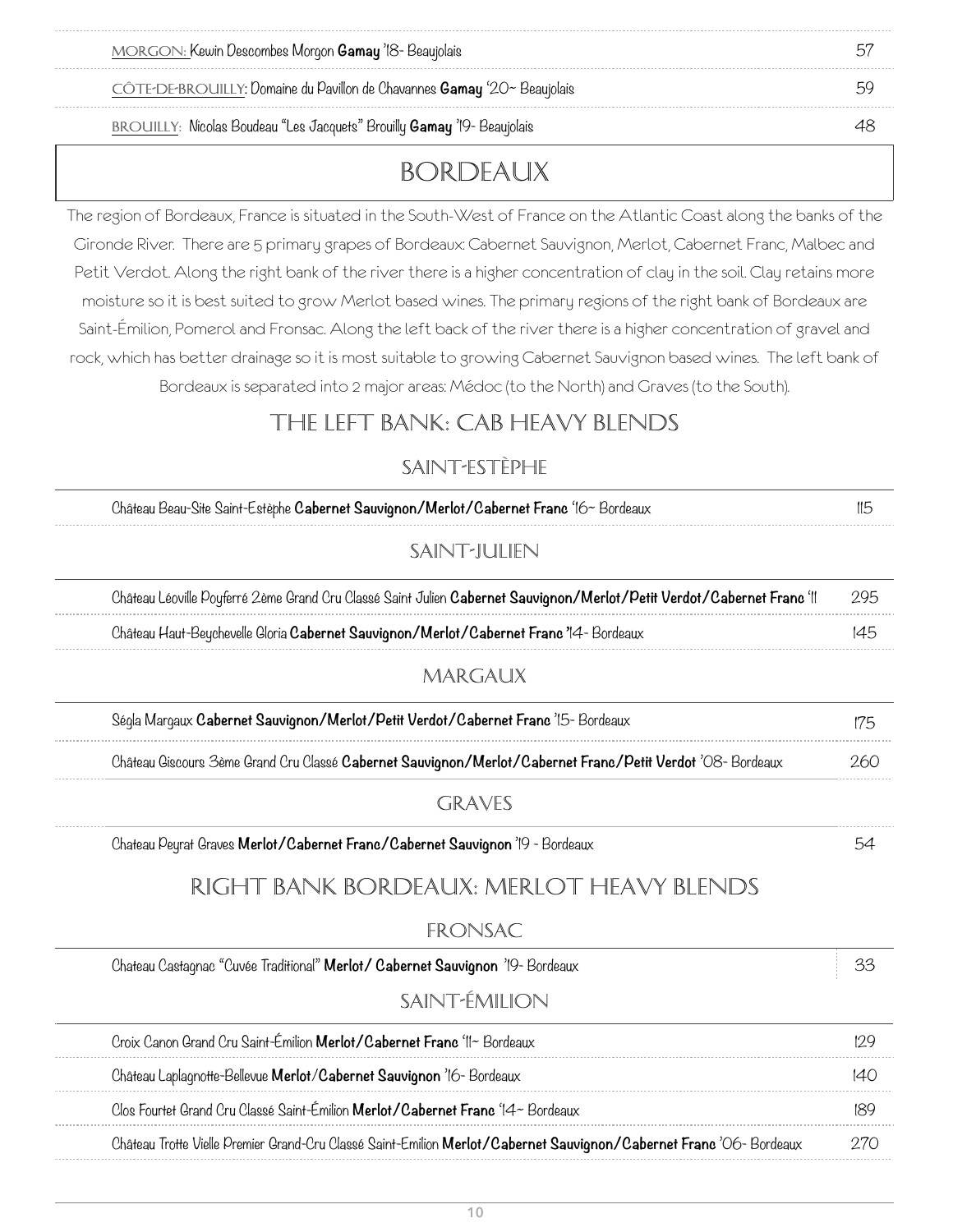| | |
|---|---|
| MORGON: Kewin Descombes Morgon **Gamay** '18- Beaujolais | 57 |
| CÔTE-DE-BROUILLY: Domaine du Pavillon de Chavannes **Gamay** '20~ Beaujolais | 59 |
| BROUILLY: Nicolas Boudeau "Les Jacquets" Brouilly **Gamay** '19- Beaujolais | 48 |

# BORDEAUX

The region of Bordeaux, France is situated in the South-West of France on the Atlantic Coast along the banks of the Gironde River. There are 5 primary grapes of Bordeaux: Cabernet Sauvignon, Merlot, Cabernet Franc, Malbec and Petit Verdot. Along the right bank of the river there is a higher concentration of clay in the soil. Clay retains more moisture so it is best suited to grow Merlot based wines. The primary regions of the right bank of Bordeaux are Saint-Émilion, Pomerol and Fronsac. Along the left back of the river there is a higher concentration of gravel and rock, which has better drainage so it is most suitable to growing Cabernet Sauvignon based wines. The left bank of Bordeaux is separated into 2 major areas: Médoc (to the North) and Graves (to the South).

## THE LEFT BANK: CAB HEAVY BLENDS

### SAINT-ESTÈPHE

| | |
|---|---|
| Château Beau-Site Saint-Estèphe **Cabernet Sauvignon/Merlot/Cabernet Franc** '16~ Bordeaux | 115 |

### SAINT-JULIEN

| | |
|---|---|
| Château Léoville Poyferré 2ème Grand Cru Classé Saint Julien **Cabernet Sauvignon/Merlot/Petit Verdot/Cabernet Franc** '11 | 295 |
| Château Haut-Beychevelle Gloria **Cabernet Sauvignon/Merlot/Cabernet Franc** '14- Bordeaux | 145 |

### MARGAUX

| | |
|---|---|
| Ségla Margaux **Cabernet Sauvignon/Merlot/Petit Verdot/Cabernet Franc** '15- Bordeaux | 175 |
| Château Giscours 3ème Grand Cru Classé **Cabernet Sauvignon/Merlot/Cabernet Franc/Petit Verdot** '08- Bordeaux | 260 |

### GRAVES

| | |
|---|---|
| Chateau Peyrat Graves **Merlot/Cabernet Franc/Cabernet Sauvignon** '19 - Bordeaux | 54 |

## RIGHT BANK BORDEAUX: MERLOT HEAVY BLENDS

### FRONSAC

| | |
|---|---|
| Chateau Castagnac "Cuvée Traditional" **Merlot/ Cabernet Sauvignon** '19- Bordeaux | 33 |

### SAINT-ÉMILION

| | |
|---|---|
| Croix Canon Grand Cru Saint-Émilion **Merlot/Cabernet Franc** '11~ Bordeaux | 129 |
| Château Laplagnotte-Bellevue **Merlot/Cabernet Sauvignon** '16- Bordeaux | 140 |
| Clos Fourtet Grand Cru Classé Saint-Émilion **Merlot/Cabernet Franc** '14~ Bordeaux | 189 |
| Château Trotte Vielle Premier Grand-Cru Classé Saint-Emilion **Merlot/Cabernet Sauvignon/Cabernet Franc** '06- Bordeaux | 270 |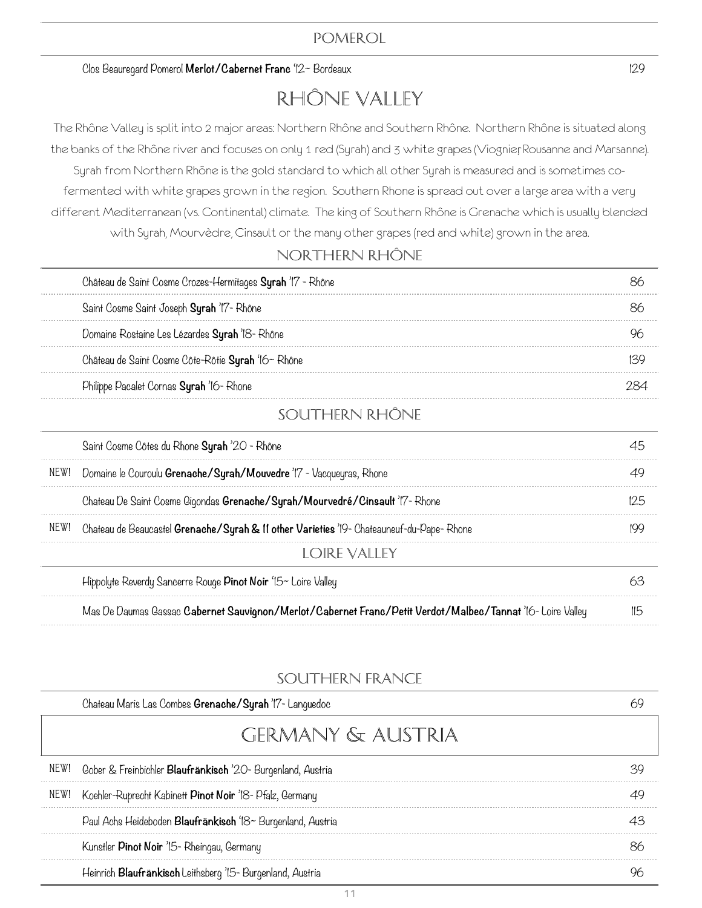## POMEROL

| | | |
|---|---|---|
| | Clos Beauregard Pomerol **Merlot/Cabernet Franc** '12~ Bordeaux | 129 |

# RHÔNE VALLEY

The Rhône Valley is split into 2 major areas: Northern Rhône and Southern Rhône. Northern Rhône is situated along the banks of the Rhône river and focuses on only 1 red (Syrah) and 3 white grapes (Viognier, Rousanne and Marsanne). Syrah from Northern Rhône is the gold standard to which all other Syrah is measured and is sometimes co-fermented with white grapes grown in the region. Southern Rhone is spread out over a large area with a very different Mediterranean (vs. Continental) climate. The king of Southern Rhône is Grenache which is usually blended with Syrah, Mourvèdre, Cinsault or the many other grapes (red and white) grown in the area.

## NORTHERN RHÔNE

| | | |
|---|---|---|
| | Château de Saint Cosme Crozes-Hermitages **Syrah** '17 - Rhône | 86 |
| | Saint Cosme Saint Joseph **Syrah** '17- Rhône | 86 |
| | Domaine Rostaine Les Lézardes **Syrah** '18- Rhône | 96 |
| | Château de Saint Cosme Côte-Rôtie **Syrah** '16~ Rhône | 139 |
| | Philippe Pacalet Cornas **Syrah** '16- Rhone | 284 |

## SOUTHERN RHÔNE

| | | |
|---|---|---|
| | Saint Cosme Côtes du Rhone **Syrah** '20 - Rhône | 45 |
| NEW! | Domaine le Couroulu **Grenache/Syrah/Mouvedre** '17 - Vacqueyras, Rhone | 49 |
| | Chateau De Saint Cosme Gigondas **Grenache/Syrah/Mourvedré/Cinsault** '17- Rhone | 125 |
| NEW! | Chateau de Beaucastel **Grenache/Syrah & 11 other Varieties** '19- Chateauneuf-du-Pape- Rhone | 199 |

## LOIRE VALLEY

| | | |
|---|---|---|
| | Hippolyte Reverdy Sancerre Rouge **Pinot Noir** '15~ Loire Valley | 63 |
| | Mas De Daumas Gassac **Cabernet Sauvignon/Merlot/Cabernet Franc/Petit Verdot/Malbec/Tannat** '16- Loire Valley | 115 |

## SOUTHERN FRANCE

| | | |
|---|---|---|
| | Chateau Maris Las Combes **Grenache/Syrah** '17- Languedoc | 69 |

# GERMANY & AUSTRIA

| | | |
|---|---|---|
| NEW! | Gober & Freinbichler **Blaufränkisch** '20- Burgenland, Austria | 39 |
| NEW! | Koehler-Ruprecht Kabinett **Pinot Noir** '18- Pfalz, Germany | 49 |
| | Paul Achs Heideboden **Blaufränkisch** '18~ Burgenland, Austria | 43 |
| | Kunstler **Pinot Noir** '15- Rheingau, Germany | 86 |
| | Heinrich **Blaufränkisch** Leithsberg '15- Burgenland, Austria | 96 |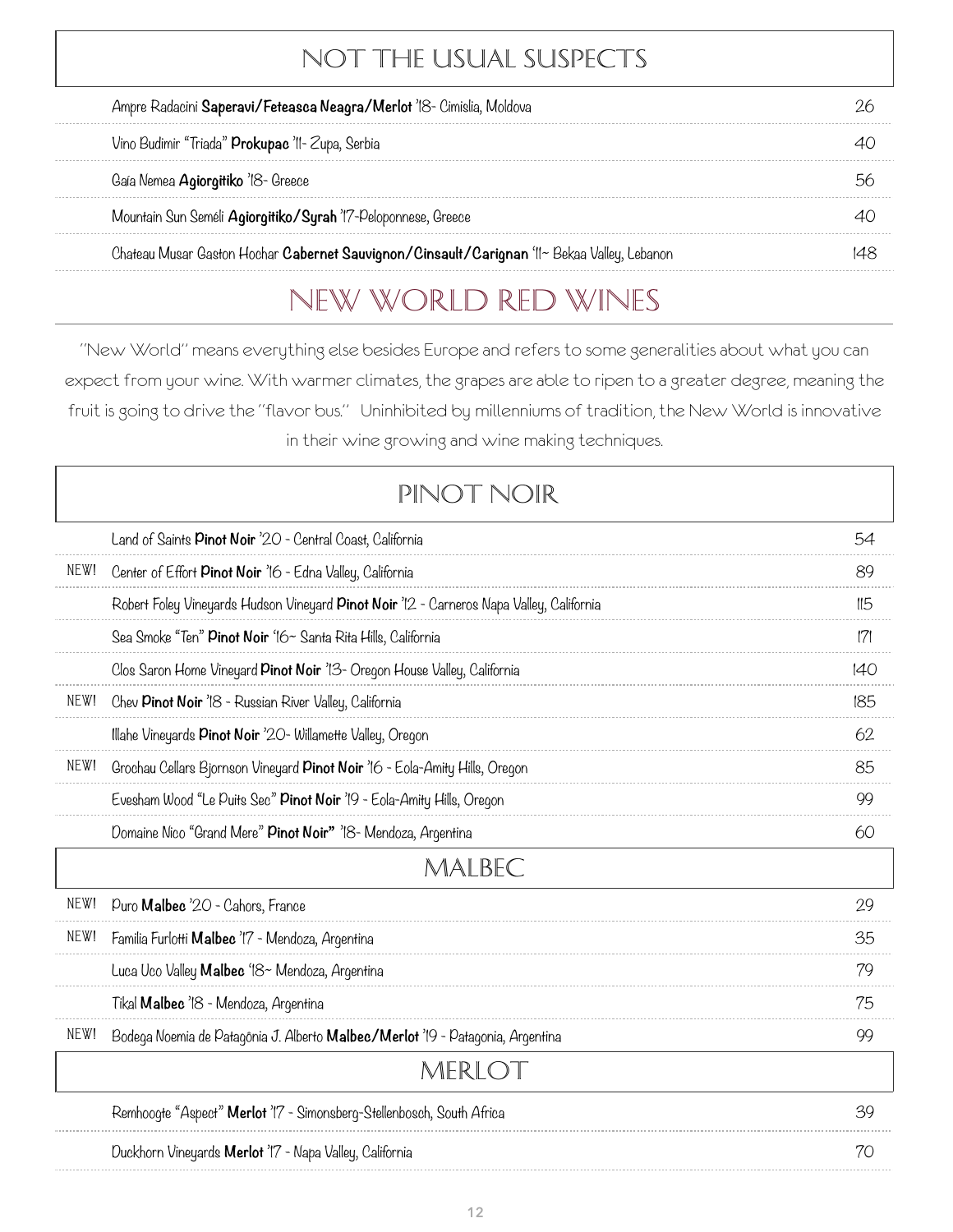## NOT THE USUAL SUSPECTS

| Wine | Price |
|---|---|
| Ampre Radacini **Saperavi/Feteasca Neagra/Merlot** '18- Cimislia, Moldova | 26 |
| Vino Budimir "Triada" **Prokupac** '11- Zupa, Serbia | 40 |
| Gaia Nemea **Agiorgitiko** '18- Greece | 56 |
| Mountain Sun Seméli **Agiorgitiko/Syrah** '17-Peloponnese, Greece | 40 |
| Chateau Musar Gaston Hochar **Cabernet Sauvignon/Cinsault/Carignan** '11~ Bekaa Valley, Lebanon | 148 |

# NEW WORLD RED WINES

"New World" means everything else besides Europe and refers to some generalities about what you can expect from your wine. With warmer climates, the grapes are able to ripen to a greater degree, meaning the fruit is going to drive the "flavor bus." Uninhibited by millenniums of tradition, the New World is innovative in their wine growing and wine making techniques.

## PINOT NOIR

| | Wine | Price |
|---|---|---|
| | Land of Saints **Pinot Noir** '20 - Central Coast, California | 54 |
| NEW! | Center of Effort **Pinot Noir** '16 - Edna Valley, California | 89 |
| | Robert Foley Vineyards Hudson Vineyard **Pinot Noir** '12 - Carneros Napa Valley, California | 115 |
| | Sea Smoke "Ten" **Pinot Noir** '16~ Santa Rita Hills, California | 171 |
| | Clos Saron Home Vineyard **Pinot Noir** '13- Oregon House Valley, California | 140 |
| NEW! | Chev **Pinot Noir** '18 - Russian River Valley, California | 185 |
| | Illahe Vineyards **Pinot Noir** '20- Willamette Valley, Oregon | 62 |
| NEW! | Grochau Cellars Bjornson Vineyard **Pinot Noir** '16 - Eola-Amity Hills, Oregon | 85 |
| | Evesham Wood "Le Puits Sec" **Pinot Noir** '19 - Eola-Amity Hills, Oregon | 99 |
| | Domaine Nico "Grand Mere" **Pinot Noir"** '18- Mendoza, Argentina | 60 |

## MALBEC

| | Wine | Price |
|---|---|---|
| NEW! | Puro **Malbec** '20 - Cahors, France | 29 |
| NEW! | Familia Furlotti **Malbec** '17 - Mendoza, Argentina | 35 |
| | Luca Uco Valley **Malbec** '18~ Mendoza, Argentina | 79 |
| | Tikal **Malbec** '18 - Mendoza, Argentina | 75 |
| NEW! | Bodega Noemia de Patagônia J. Alberto **Malbec/Merlot** '19 - Patagonia, Argentina | 99 |

## MERLOT

| Wine | Price |
|---|---|
| Remhoogte "Aspect" **Merlot** '17 - Simonsberg-Stellenbosch, South Africa | 39 |
| Duckhorn Vineyards **Merlot** '17 - Napa Valley, California | 70 |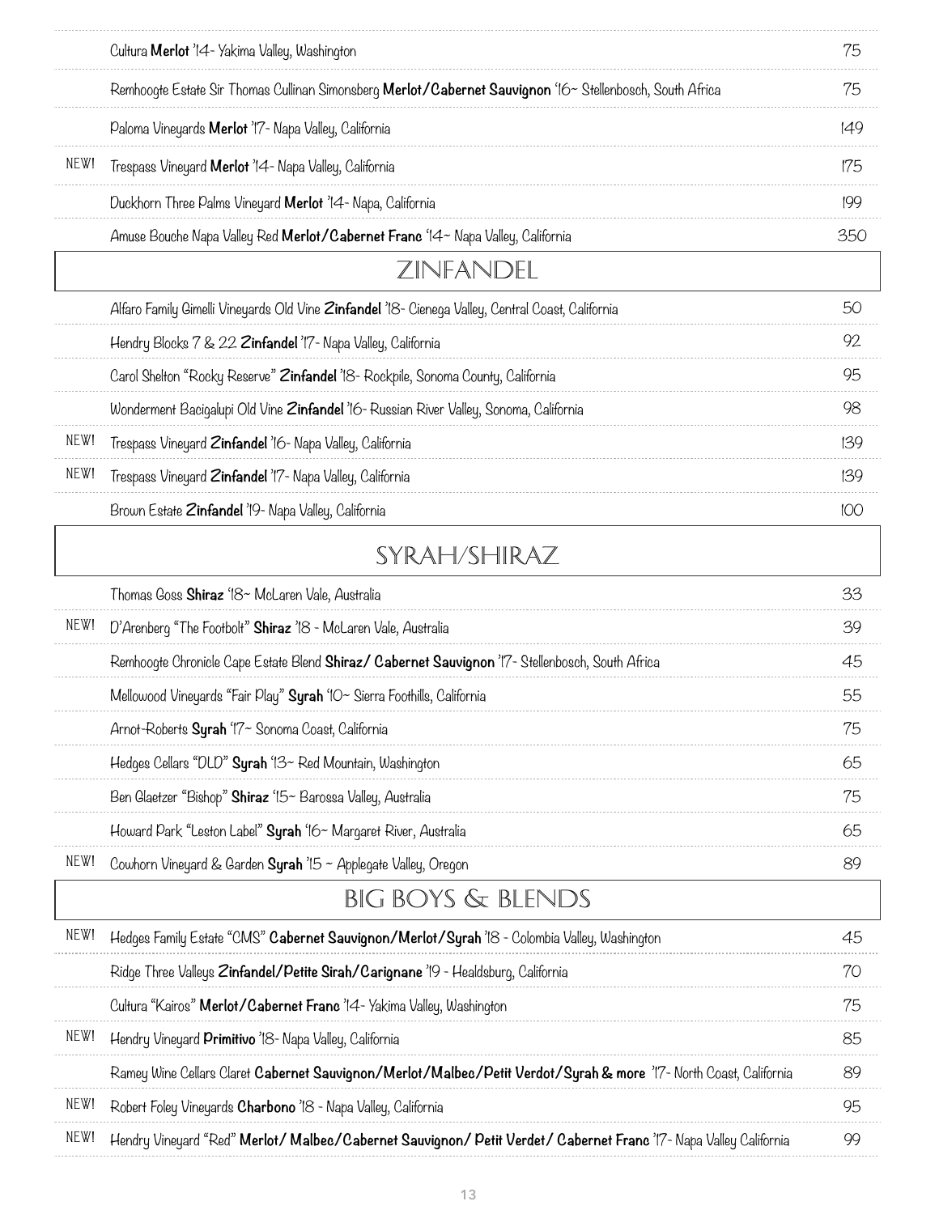| | | |
|---|---|---|
| | Cultura **Merlot** '14- Yakima Valley, Washington | 75 |
| | Remhoogte Estate Sir Thomas Cullinan Simonsberg **Merlot/Cabernet Sauvignon** '16~ Stellenbosch, South Africa | 75 |
| | Paloma Vineyards **Merlot** '17- Napa Valley, California | 149 |
| NEW! | Trespass Vineyard **Merlot** '14- Napa Valley, California | 175 |
| | Duckhorn Three Palms Vineyard **Merlot** '14- Napa, California | 199 |
| | Amuse Bouche Napa Valley Red **Merlot/Cabernet Franc** '14~ Napa Valley, California | 350 |

## ZINFANDEL

| | | |
|---|---|---|
| | Alfaro Family Gimelli Vineyards Old Vine **Zinfandel** '18- Cienega Valley, Central Coast, California | 50 |
| | Hendry Blocks 7 & 22 **Zinfandel** '17- Napa Valley, California | 92 |
| | Carol Shelton "Rocky Reserve" **Zinfandel** '18- Rockpile, Sonoma County, California | 95 |
| | Wonderment Bacigalupi Old Vine **Zinfandel** '16- Russian River Valley, Sonoma, California | 98 |
| NEW! | Trespass Vineyard **Zinfandel** '16- Napa Valley, California | 139 |
| NEW! | Trespass Vineyard **Zinfandel** '17- Napa Valley, California | 139 |
| | Brown Estate **Zinfandel** '19- Napa Valley, California | 100 |

## SYRAH/SHIRAZ

| | | |
|---|---|---|
| | Thomas Goss **Shiraz** '18~ McLaren Vale, Australia | 33 |
| NEW! | D'Arenberg "The Footbolt" **Shiraz** '18 - McLaren Vale, Australia | 39 |
| | Remhoogte Chronicle Cape Estate Blend **Shiraz/ Cabernet Sauvignon** '17- Stellenbosch, South Africa | 45 |
| | Mellowood Vineyards "Fair Play" **Syrah** '10~ Sierra Foothills, California | 55 |
| | Arnot-Roberts **Syrah** '17~ Sonoma Coast, California | 75 |
| | Hedges Cellars "DLD" **Syrah** '13~ Red Mountain, Washington | 65 |
| | Ben Glaetzer "Bishop" **Shiraz** '15~ Barossa Valley, Australia | 75 |
| | Howard Park "Leston Label" **Syrah** '16~ Margaret River, Australia | 65 |
| NEW! | Cowhorn Vineyard & Garden **Syrah** '15 ~ Applegate Valley, Oregon | 89 |

## BIG BOYS & BLENDS

| | | |
|---|---|---|
| NEW! | Hedges Family Estate "CMS" **Cabernet Sauvignon/Merlot/Syrah** '18 - Colombia Valley, Washington | 45 |
| | Ridge Three Valleys **Zinfandel/Petite Sirah/Carignane** '19 - Healdsburg, California | 70 |
| | Cultura "Kairos" **Merlot/Cabernet Franc** '14- Yakima Valley, Washington | 75 |
| NEW! | Hendry Vineyard **Primitivo** '18- Napa Valley, California | 85 |
| | Ramey Wine Cellars Claret **Cabernet Sauvignon/Merlot/Malbec/Petit Verdot/Syrah & more** '17- North Coast, California | 89 |
| NEW! | Robert Foley Vineyards **Charbono** '18 - Napa Valley, California | 95 |
| NEW! | Hendry Vineyard "Red" **Merlot/ Malbec/Cabernet Sauvignon/ Petit Verdet/ Cabernet Franc** '17- Napa Valley California | 99 |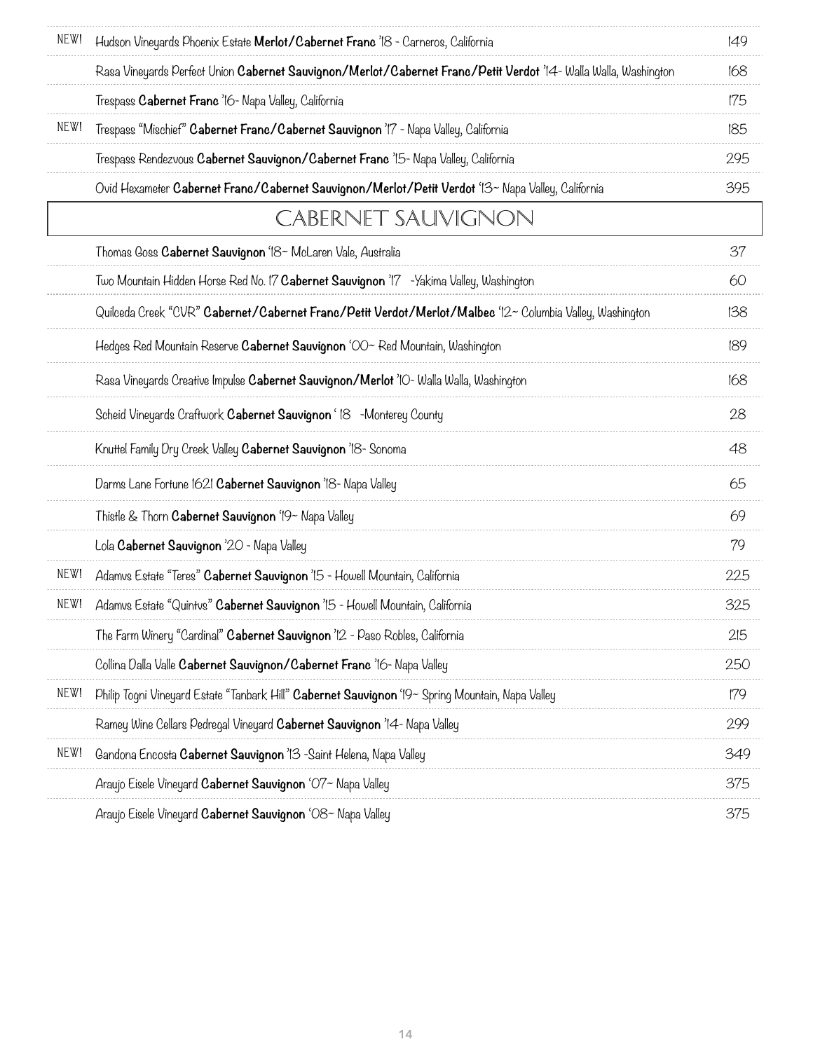| | | |
|---|---|---|
| NEW! | Hudson Vineyards Phoenix Estate **Merlot/Cabernet Franc** '18 - Carneros, California | 149 |
| | Rasa Vineyards Perfect Union **Cabernet Sauvignon/Merlot/Cabernet Franc/Petit Verdot** '14- Walla Walla, Washington | 168 |
| | Trespass **Cabernet Franc** '16- Napa Valley, California | 175 |
| NEW! | Trespass "Mischief" **Cabernet Franc/Cabernet Sauvignon** '17 - Napa Valley, California | 185 |
| | Trespass Rendezvous **Cabernet Sauvignon/Cabernet Franc** '15- Napa Valley, California | 295 |
| | Ovid Hexameter **Cabernet Franc/Cabernet Sauvignon/Merlot/Petit Verdot** '13~ Napa Valley, California | 395 |

## CABERNET SAUVIGNON

| | | |
|---|---|---|
| | Thomas Goss **Cabernet Sauvignon** '18~ McLaren Vale, Australia | 37 |
| | Two Mountain Hidden Horse Red No. 17 **Cabernet Sauvignon** '17 -Yakima Valley, Washington | 60 |
| | Quilceda Creek "CVR" **Cabernet/Cabernet Franc/Petit Verdot/Merlot/Malbec** '12~ Columbia Valley, Washington | 138 |
| | Hedges Red Mountain Reserve **Cabernet Sauvignon** '00~ Red Mountain, Washington | 189 |
| | Rasa Vineyards Creative Impulse **Cabernet Sauvignon/Merlot** '10- Walla Walla, Washington | 168 |
| | Scheid Vineyards Craftwork **Cabernet Sauvignon** ' 18 -Monterey County | 28 |
| | Knuttel Family Dry Creek Valley **Cabernet Sauvignon** '18- Sonoma | 48 |
| | Darms Lane Fortune 1621 **Cabernet Sauvignon** '18- Napa Valley | 65 |
| | Thistle & Thorn **Cabernet Sauvignon** '19~ Napa Valley | 69 |
| | Lola **Cabernet Sauvignon** '20 - Napa Valley | 79 |
| NEW! | Adamvs Estate "Teres" **Cabernet Sauvignon** '15 - Howell Mountain, California | 225 |
| NEW! | Adamvs Estate "Quintvs" **Cabernet Sauvignon** '15 - Howell Mountain, California | 325 |
| | The Farm Winery "Cardinal" **Cabernet Sauvignon** '12 - Paso Robles, California | 215 |
| | Collina Dalla Valle **Cabernet Sauvignon/Cabernet Franc** '16- Napa Valley | 250 |
| NEW! | Philip Togni Vineyard Estate "Tanbark Hill" **Cabernet Sauvignon** '19~ Spring Mountain, Napa Valley | 179 |
| | Ramey Wine Cellars Pedregal Vineyard **Cabernet Sauvignon** '14- Napa Valley | 299 |
| NEW! | Gandona Encosta **Cabernet Sauvignon** '13 -Saint Helena, Napa Valley | 349 |
| | Araujo Eisele Vineyard **Cabernet Sauvignon** '07~ Napa Valley | 375 |
| | Araujo Eisele Vineyard **Cabernet Sauvignon** '08~ Napa Valley | 375 |